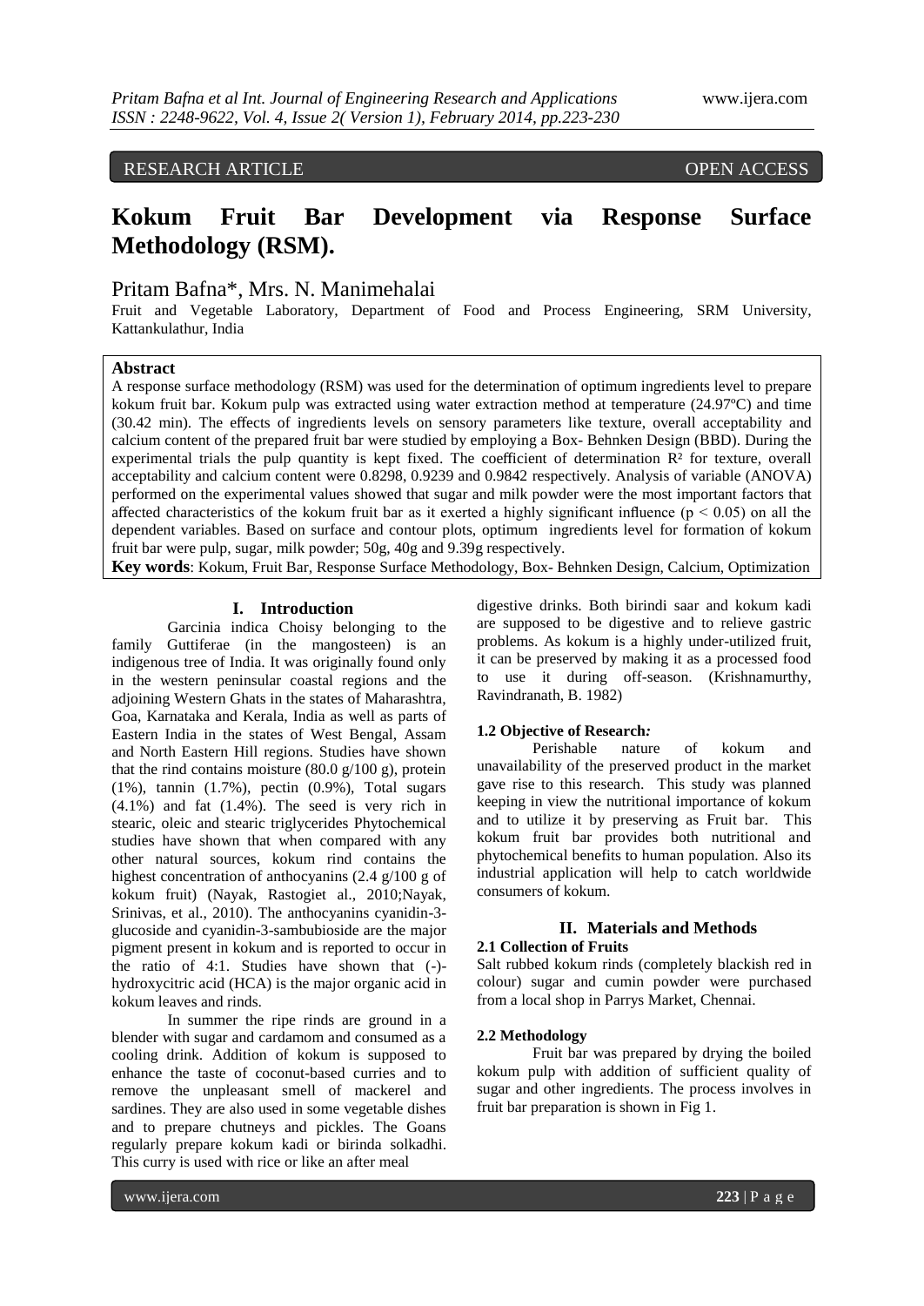RESEARCH ARTICLE OPEN ACCESS

# Kokum Fruit Bar Development via Response Surface Methodology (RSM).

Pritam Bafna*, Mrs. N. Manimehalai

Fruit and Vegetable Laboratory, Department of Food and Process Engineering, SRM University, Kattankulathur, India

**Abstract**

A response surface methodology (RSM) was used for the determination of optimum ingredients level to prepare kokum fruit bar. Kokum pulp was extracted using water extraction method at temperature (24.97ºC) and time (30.42 min). The effects of ingredients levels on sensory parameters like texture, overall acceptability and calcium content of the prepared fruit bar were studied by employing a Box- Behnken Design (BBD). During the experimental trials the pulp quantity is kept fixed. The coefficient of determination $R^2$ for texture, overall acceptability and calcium content were 0.8298, 0.9239 and 0.9842 respectively. Analysis of variable (ANOVA) performed on the experimental values showed that sugar and milk powder were the most important factors that affected characteristics of the kokum fruit bar as it exerted a highly significant influence ($p < 0.05$) on all the dependent variables. Based on surface and contour plots, optimum ingredients level for formation of kokum fruit bar were pulp, sugar, milk powder; 50g, 40g and 9.39g respectively.

**Key words**: Kokum, Fruit Bar, Response Surface Methodology, Box- Behnken Design, Calcium, Optimization

## I. Introduction

Garcinia indica Choisy belonging to the family Guttiferae (in the mangosteen) is an indigenous tree of India. It was originally found only in the western peninsular coastal regions and the adjoining Western Ghats in the states of Maharashtra, Goa, Karnataka and Kerala, India as well as parts of Eastern India in the states of West Bengal, Assam and North Eastern Hill regions. Studies have shown that the rind contains moisture (80.0 g/100 g), protein (1%), tannin (1.7%), pectin (0.9%), Total sugars (4.1%) and fat (1.4%). The seed is very rich in stearic, oleic and stearic triglycerides Phytochemical studies have shown that when compared with any other natural sources, kokum rind contains the highest concentration of anthocyanins (2.4 g/100 g of kokum fruit) (Nayak, Rastogiet al., 2010;Nayak, Srinivas, et al., 2010). The anthocyanins cyanidin-3-glucoside and cyanidin-3-sambubioside are the major pigment present in kokum and is reported to occur in the ratio of 4:1. Studies have shown that (-)-hydroxycitric acid (HCA) is the major organic acid in kokum leaves and rinds.

In summer the ripe rinds are ground in a blender with sugar and cardamom and consumed as a cooling drink. Addition of kokum is supposed to enhance the taste of coconut-based curries and to remove the unpleasant smell of mackerel and sardines. They are also used in some vegetable dishes and to prepare chutneys and pickles. The Goans regularly prepare kokum kadi or birinda solkadhi. This curry is used with rice or like an after meal digestive drinks. Both birindi saar and kokum kadi are supposed to be digestive and to relieve gastric problems. As kokum is a highly under-utilized fruit, it can be preserved by making it as a processed food to use it during off-season. (Krishnamurthy, Ravindranath, B. 1982)

### 1.2 Objective of Research*:*

Perishable nature of kokum and unavailability of the preserved product in the market gave rise to this research. This study was planned keeping in view the nutritional importance of kokum and to utilize it by preserving as Fruit bar. This kokum fruit bar provides both nutritional and phytochemical benefits to human population. Also its industrial application will help to catch worldwide consumers of kokum.

## II. Materials and Methods

### 2.1 Collection of Fruits

Salt rubbed kokum rinds (completely blackish red in colour) sugar and cumin powder were purchased from a local shop in Parrys Market, Chennai.

### 2.2 Methodology

Fruit bar was prepared by drying the boiled kokum pulp with addition of sufficient quality of sugar and other ingredients. The process involves in fruit bar preparation is shown in Fig 1.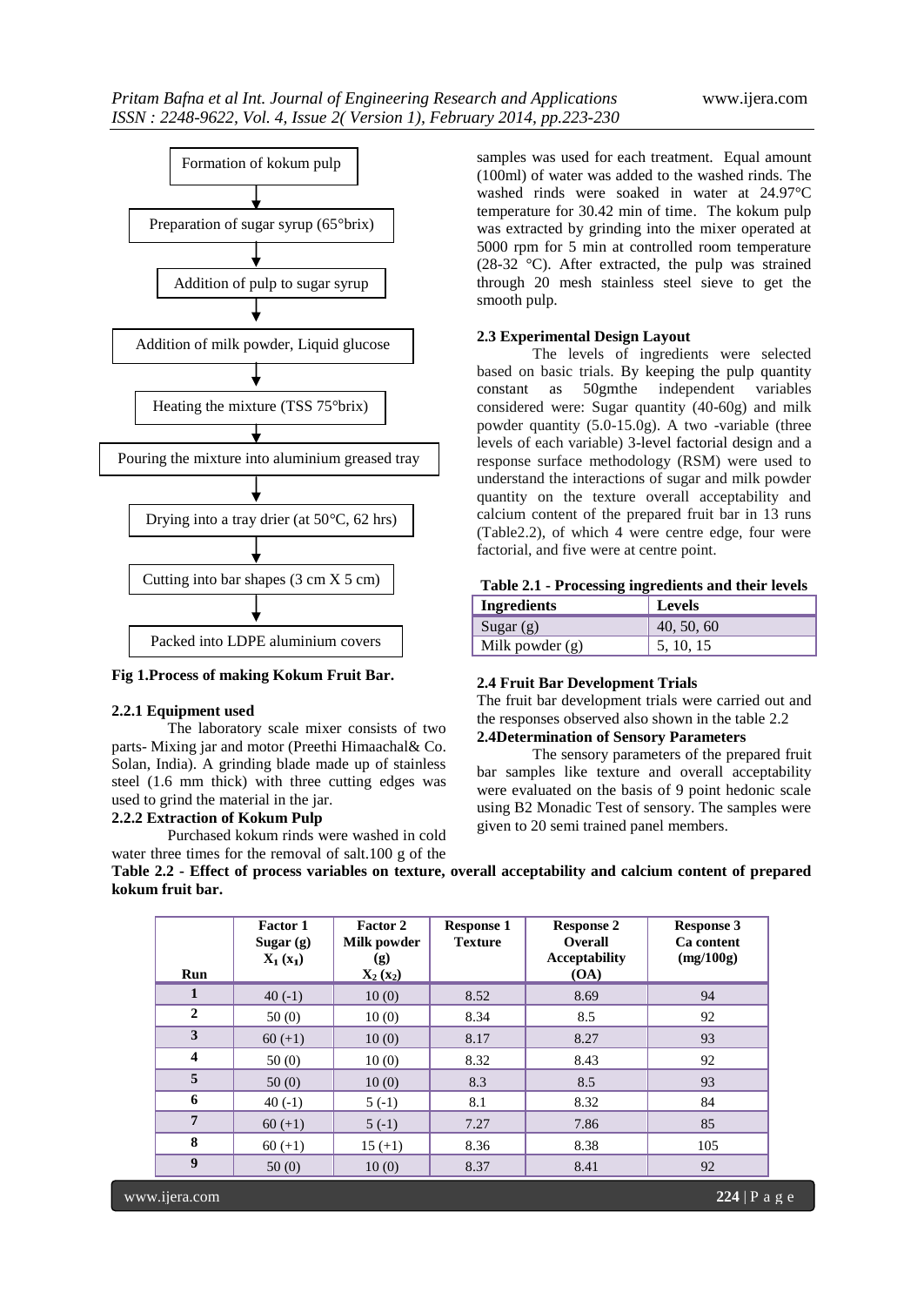Formation of kokum pulp

↓

Preparation of sugar syrup (65°brix)

↓

Addition of pulp to sugar syrup

↓

Addition of milk powder, Liquid glucose

↓

Heating the mixture (TSS 75°brix)

↓

Pouring the mixture into aluminium greased tray

↓

Drying into a tray drier (at 50°C, 62 hrs)

↓

Cutting into bar shapes (3 cm X 5 cm)

↓

Packed into LDPE aluminium covers

**Fig 1.Process of making Kokum Fruit Bar.**

### 2.2.1 Equipment used

The laboratory scale mixer consists of two parts- Mixing jar and motor (Preethi Himaachal& Co. Solan, India). A grinding blade made up of stainless steel (1.6 mm thick) with three cutting edges was used to grind the material in the jar.

### 2.2.2 Extraction of Kokum Pulp

Purchased kokum rinds were washed in cold water three times for the removal of salt.100 g of the samples was used for each treatment. Equal amount (100ml) of water was added to the washed rinds. The washed rinds were soaked in water at 24.97°C temperature for 30.42 min of time. The kokum pulp was extracted by grinding into the mixer operated at 5000 rpm for 5 min at controlled room temperature (28-32 °C). After extracted, the pulp was strained through 20 mesh stainless steel sieve to get the smooth pulp.

### 2.3 Experimental Design Layout

The levels of ingredients were selected based on basic trials. By keeping the pulp quantity constant as 50gmthe independent variables considered were: Sugar quantity (40-60g) and milk powder quantity (5.0-15.0g). A two -variable (three levels of each variable) 3-level factorial design and a response surface methodology (RSM) were used to understand the interactions of sugar and milk powder quantity on the texture overall acceptability and calcium content of the prepared fruit bar in 13 runs (Table2.2), of which 4 were centre edge, four were factorial, and five were at centre point.

**Table 2.1 - Processing ingredients and their levels**

| Ingredients | Levels |
|---|---|
| Sugar (g) | 40, 50, 60 |
| Milk powder (g) | 5, 10, 15 |

### 2.4 Fruit Bar Development Trials

The fruit bar development trials were carried out and the responses observed also shown in the table 2.2

### 2.4Determination of Sensory Parameters

The sensory parameters of the prepared fruit bar samples like texture and overall acceptability were evaluated on the basis of 9 point hedonic scale using B2 Monadic Test of sensory. The samples were given to 20 semi trained panel members.

**Table 2.2 - Effect of process variables on texture, overall acceptability and calcium content of prepared kokum fruit bar.**

| Run | Factor 1 Sugar (g) $X_1$ ($x_1$) | Factor 2 Milk powder (g) $X_2$ ($x_2$) | Response 1 Texture | Response 2 Overall Acceptability (OA) | Response 3 Ca content (mg/100g) |
|---|---|---|---|---|---|
| 1 | 40 (-1) | 10 (0) | 8.52 | 8.69 | 94 |
| 2 | 50 (0) | 10 (0) | 8.34 | 8.5 | 92 |
| 3 | 60 (+1) | 10 (0) | 8.17 | 8.27 | 93 |
| 4 | 50 (0) | 10 (0) | 8.32 | 8.43 | 92 |
| 5 | 50 (0) | 10 (0) | 8.3 | 8.5 | 93 |
| 6 | 40 (-1) | 5 (-1) | 8.1 | 8.32 | 84 |
| 7 | 60 (+1) | 5 (-1) | 7.27 | 7.86 | 85 |
| 8 | 60 (+1) | 15 (+1) | 8.36 | 8.38 | 105 |
| 9 | 50 (0) | 10 (0) | 8.37 | 8.41 | 92 |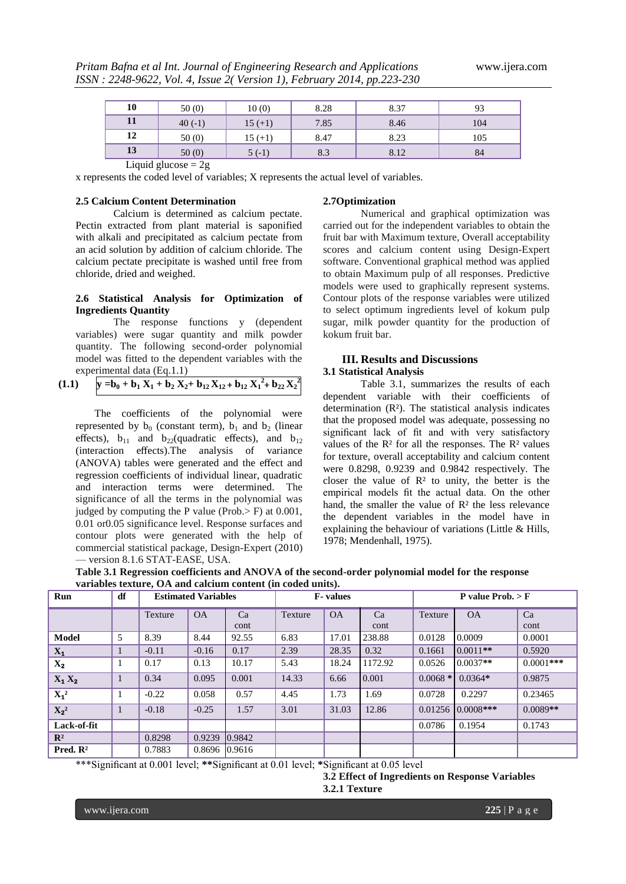| 10 | 50 (0) | 10 (0) | 8.28 | 8.37 | 93 |
|---|---|---|---|---|---|
| 11 | 40 (-1) | 15 (+1) | 7.85 | 8.46 | 104 |
| 12 | 50 (0) | 15 (+1) | 8.47 | 8.23 | 105 |
| 13 | 50 (0) | 5 (-1) | 8.3 | 8.12 | 84 |

Liquid glucose = 2g

x represents the coded level of variables; X represents the actual level of variables.

### 2.5 Calcium Content Determination

Calcium is determined as calcium pectate. Pectin extracted from plant material is saponified with alkali and precipitated as calcium pectate from an acid solution by addition of calcium chloride. The calcium pectate precipitate is washed until free from chloride, dried and weighed.

### 2.6 Statistical Analysis for Optimization of Ingredients Quantity

The response functions y (dependent variables) were sugar quantity and milk powder quantity. The following second-order polynomial model was fitted to the dependent variables with the experimental data (Eq.1.1)

$$y = b_0 + b_1 X_1 + b_2 X_2 + b_{12} X_{12} + b_{12} X_1^2 + b_{22} X_2^2 \quad (1.1)$$

The coefficients of the polynomial were represented by $b_0$ (constant term), $b_1$ and $b_2$ (linear effects), $b_{11}$ and $b_{22}$(quadratic effects), and $b_{12}$ (interaction effects).The analysis of variance (ANOVA) tables were generated and the effect and regression coefficients of individual linear, quadratic and interaction terms were determined. The significance of all the terms in the polynomial was judged by computing the P value (Prob.> F) at 0.001, 0.01 or0.05 significance level. Response surfaces and contour plots were generated with the help of commercial statistical package, Design-Expert (2010) — version 8.1.6 STAT-EASE, USA.

### 2.7Optimization

Numerical and graphical optimization was carried out for the independent variables to obtain the fruit bar with Maximum texture, Overall acceptability scores and calcium content using Design-Expert software. Conventional graphical method was applied to obtain Maximum pulp of all responses. Predictive models were used to graphically represent systems. Contour plots of the response variables were utilized to select optimum ingredients level of kokum pulp sugar, milk powder quantity for the production of kokum fruit bar.

## III. Results and Discussions

### 3.1 Statistical Analysis

Table 3.1, summarizes the results of each dependent variable with their coefficients of determination ($R^2$). The statistical analysis indicates that the proposed model was adequate, possessing no significant lack of fit and with very satisfactory values of the $R^2$ for all the responses. The $R^2$ values for texture, overall acceptability and calcium content were 0.8298, 0.9239 and 0.9842 respectively. The closer the value of $R^2$ to unity, the better is the empirical models fit the actual data. On the other hand, the smaller the value of $R^2$ the less relevance the dependent variables in the model have in explaining the behaviour of variations (Little & Hills, 1978; Mendenhall, 1975).

**Table 3.1 Regression coefficients and ANOVA of the second-order polynomial model for the response variables texture, OA and calcium content (in coded units).**

| Run | df | Estimated Variables | | | F- values | | | P value Prob. > F | | |
|---|---|---|---|---|---|---|---|---|---|---|
| | | Texture | OA | Ca cont | Texture | OA | Ca cont | Texture | OA | Ca cont |
| Model | 5 | 8.39 | 8.44 | 92.55 | 6.83 | 17.01 | 238.88 | 0.0128 | 0.0009 | 0.0001 |
| $X_1$ | 1 | -0.11 | -0.16 | 0.17 | 2.39 | 28.35 | 0.32 | 0.1661 | 0.0011** | 0.5920 |
| $X_2$ | 1 | 0.17 | 0.13 | 10.17 | 5.43 | 18.24 | 1172.92 | 0.0526 | 0.0037** | 0.0001*** |
| $X_1 X_2$ | 1 | 0.34 | 0.095 | 0.001 | 14.33 | 6.66 | 0.001 | 0.0068 * | 0.0364* | 0.9875 |
| $X_1^2$ | 1 | -0.22 | 0.058 | 0.57 | 4.45 | 1.73 | 1.69 | 0.0728 | 0.2297 | 0.23465 |
| $X_2^2$ | 1 | -0.18 | -0.25 | 1.57 | 3.01 | 31.03 | 12.86 | 0.01256 | 0.0008*** | 0.0089** |
| Lack-of-fit | | | | | | | | 0.0786 | 0.1954 | 0.1743 |
| $R^2$ | | 0.8298 | 0.9239 | 0.9842 | | | | | | |
| Pred. $R^2$ | | 0.7883 | 0.8696 | 0.9616 | | | | | | |

***Significant at 0.001 level; **Significant at 0.01 level; *Significant at 0.05 level

### 3.2 Effect of Ingredients on Response Variables

#### 3.2.1 Texture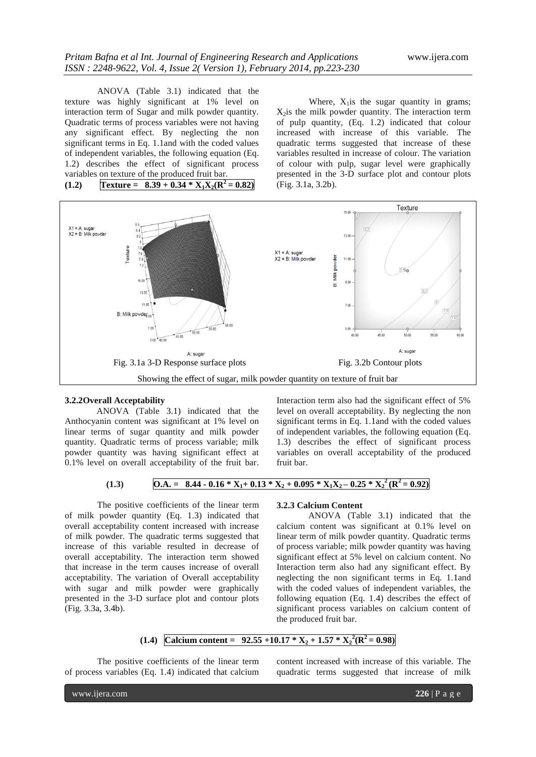ANOVA (Table 3.1) indicated that the texture was highly significant at 1% level on interaction term of Sugar and milk powder quantity. Quadratic terms of process variables were not having any significant effect. By neglecting the non significant terms in Eq. 1.1and with the coded values of independent variables, the following equation (Eq. 1.2) describes the effect of significant process variables on texture of the produced fruit bar.

**(1.2)** $$\textbf{Texture} = 8.39 + 0.34 * X_1X_2 (R^2 = 0.82)$$

Where, $X_1$is the sugar quantity in grams; $X_2$is the milk powder quantity. The interaction term of pulp quantity, (Eq. 1.2) indicated that colour increased with increase of this variable. The quadratic terms suggested that increase of these variables resulted in increase of colour. The variation of colour with pulp, sugar level were graphically presented in the 3-D surface plot and contour plots (Fig. 3.1a, 3.2b).

Fig. 3.1a 3-D Response surface plots

Fig. 3.2b Contour plots

Showing the effect of sugar, milk powder quantity on texture of fruit bar

### 3.2.2Overall Acceptability

ANOVA (Table 3.1) indicated that the Anthocyanin content was significant at 1% level on linear terms of sugar quantity and milk powder quantity. Quadratic terms of process variable; milk powder quantity was having significant effect at 0.1% level on overall acceptability of the fruit bar. Interaction term also had the significant effect of 5% level on overall acceptability. By neglecting the non significant terms in Eq. 1.1and with the coded values of independent variables, the following equation (Eq. 1.3) describes the effect of significant process variables on overall acceptability of the produced fruit bar.

**(1.3)** $$\textbf{O.A.} = 8.44 - 0.16 * X_1 + 0.13 * X_2 + 0.095 * X_1X_2 - 0.25 * X_2^2 (R^2 = 0.92)$$

The positive coefficients of the linear term of milk powder quantity (Eq. 1.3) indicated that overall acceptability content increased with increase of milk powder. The quadratic terms suggested that increase of this variable resulted in decrease of overall acceptability. The interaction term showed that increase in the term causes increase of overall acceptability. The variation of Overall acceptability with sugar and milk powder were graphically presented in the 3-D surface plot and contour plots (Fig. 3.3a, 3.4b).

### 3.2.3 Calcium Content

ANOVA (Table 3.1) indicated that the calcium content was significant at 0.1% level on linear term of milk powder quantity. Quadratic terms of process variable; milk powder quantity was having significant effect at 5% level on calcium content. No Interaction term also had any significant effect. By neglecting the non significant terms in Eq. 1.1and with the coded values of independent variables, the following equation (Eq. 1.4) describes the effect of significant process variables on calcium content of the produced fruit bar.

**(1.4)** $$\textbf{Calcium content} = 92.55 + 10.17 * X_2 + 1.57 * X_2^2 (R^2 = 0.98)$$

The positive coefficients of the linear term of process variables (Eq. 1.4) indicated that calcium content increased with increase of this variable. The quadratic terms suggested that increase of milk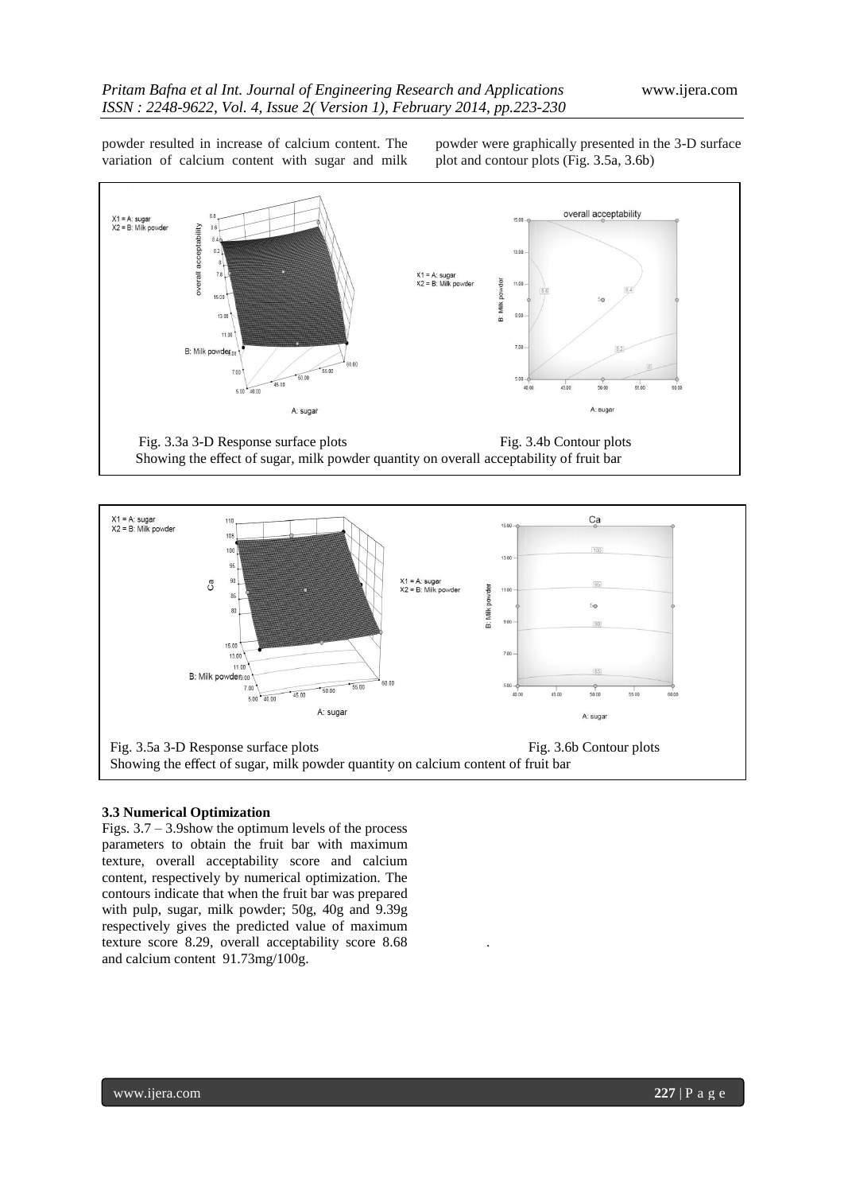powder resulted in increase of calcium content. The variation of calcium content with sugar and milk powder were graphically presented in the 3-D surface plot and contour plots (Fig. 3.5a, 3.6b)

Fig. 3.3a 3-D Response surface plots Fig. 3.4b Contour plots
Showing the effect of sugar, milk powder quantity on overall acceptability of fruit bar

Fig. 3.5a 3-D Response surface plots Fig. 3.6b Contour plots
Showing the effect of sugar, milk powder quantity on calcium content of fruit bar

### 3.3 Numerical Optimization

Figs. 3.7 – 3.9show the optimum levels of the process parameters to obtain the fruit bar with maximum texture, overall acceptability score and calcium content, respectively by numerical optimization. The contours indicate that when the fruit bar was prepared with pulp, sugar, milk powder; 50g, 40g and 9.39g respectively gives the predicted value of maximum texture score 8.29, overall acceptability score 8.68 and calcium content 91.73mg/100g.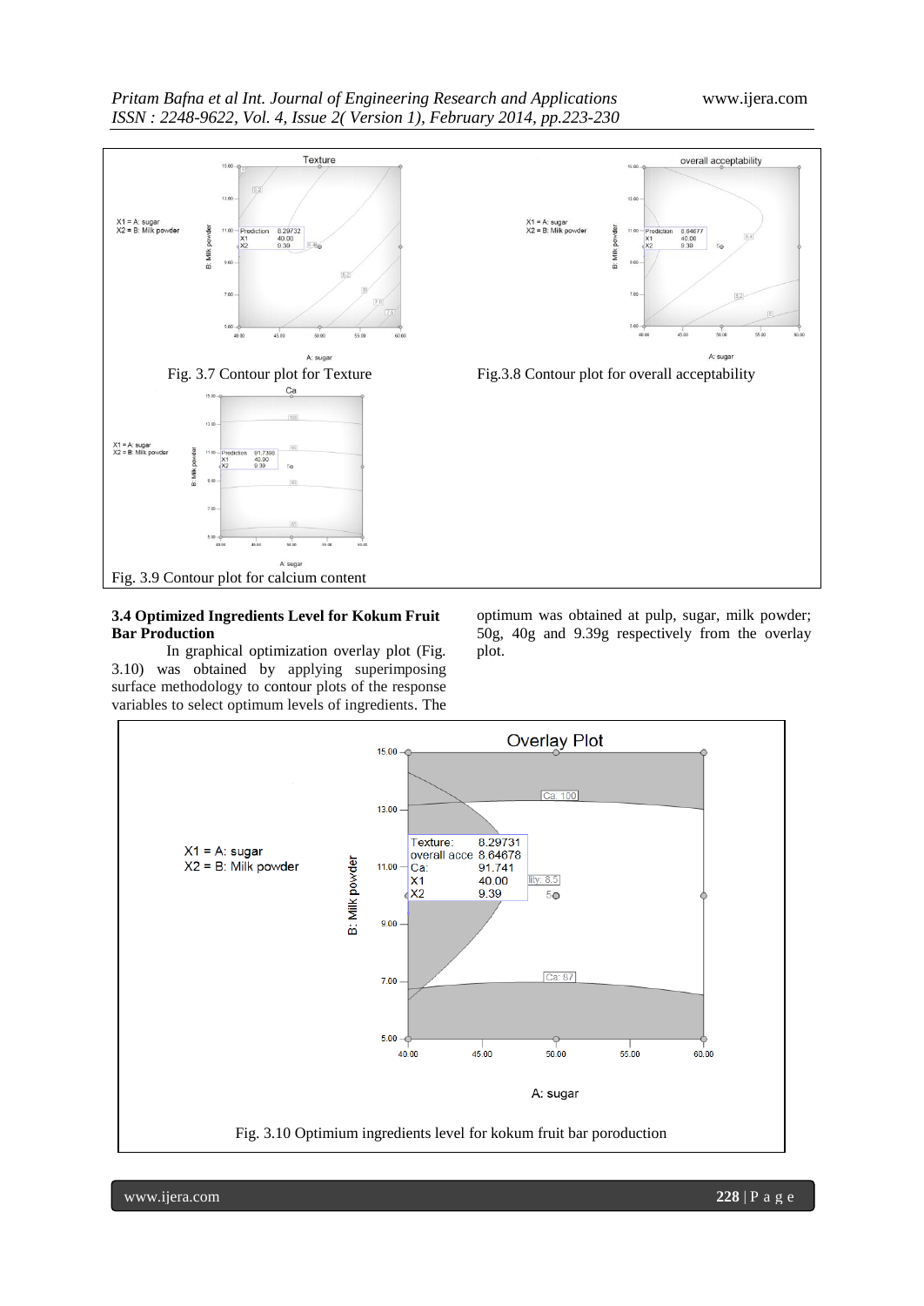Fig. 3.7 Contour plot for Texture

Fig.3.8 Contour plot for overall acceptability

Fig. 3.9 Contour plot for calcium content

### 3.4 Optimized Ingredients Level for Kokum Fruit Bar Production

In graphical optimization overlay plot (Fig. 3.10) was obtained by applying superimposing surface methodology to contour plots of the response variables to select optimum levels of ingredients. The optimum was obtained at pulp, sugar, milk powder; 50g, 40g and 9.39g respectively from the overlay plot.

Fig. 3.10 Optimium ingredients level for kokum fruit bar poroduction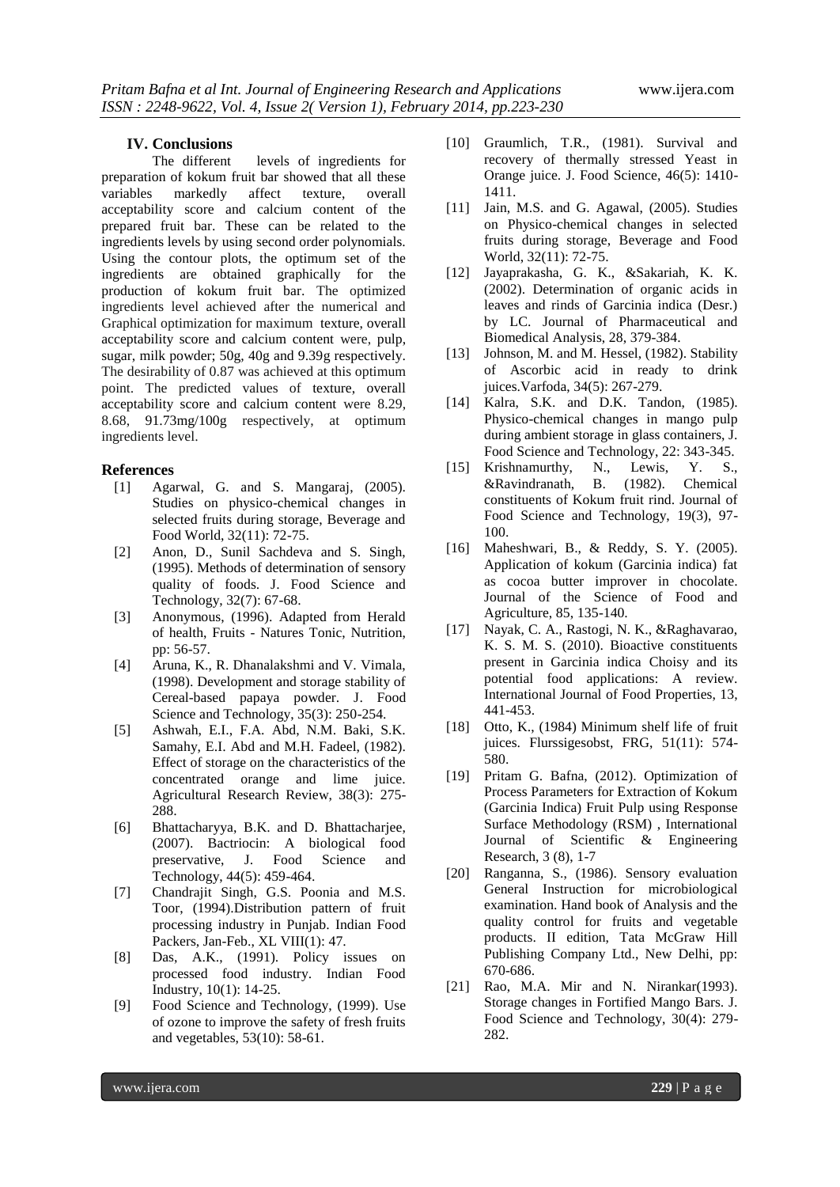## IV. Conclusions

The different levels of ingredients for preparation of kokum fruit bar showed that all these variables markedly affect texture, overall acceptability score and calcium content of the prepared fruit bar. These can be related to the ingredients levels by using second order polynomials. Using the contour plots, the optimum set of the ingredients are obtained graphically for the production of kokum fruit bar. The optimized ingredients level achieved after the numerical and Graphical optimization for maximum texture, overall acceptability score and calcium content were, pulp, sugar, milk powder; 50g, 40g and 9.39g respectively. The desirability of 0.87 was achieved at this optimum point. The predicted values of texture, overall acceptability score and calcium content were 8.29, 8.68, 91.73mg/100g respectively, at optimum ingredients level.

## References

[1] Agarwal, G. and S. Mangaraj, (2005). Studies on physico-chemical changes in selected fruits during storage, Beverage and Food World, 32(11): 72-75.

[2] Anon, D., Sunil Sachdeva and S. Singh, (1995). Methods of determination of sensory quality of foods. J. Food Science and Technology, 32(7): 67-68.

[3] Anonymous, (1996). Adapted from Herald of health, Fruits - Natures Tonic, Nutrition, pp: 56-57.

[4] Aruna, K., R. Dhanalakshmi and V. Vimala, (1998). Development and storage stability of Cereal-based papaya powder. J. Food Science and Technology, 35(3): 250-254.

[5] Ashwah, E.I., F.A. Abd, N.M. Baki, S.K. Samahy, E.I. Abd and M.H. Fadeel, (1982). Effect of storage on the characteristics of the concentrated orange and lime juice. Agricultural Research Review, 38(3): 275-288.

[6] Bhattacharyya, B.K. and D. Bhattacharjee, (2007). Bactriocin: A biological food preservative, J. Food Science and Technology, 44(5): 459-464.

[7] Chandrajit Singh, G.S. Poonia and M.S. Toor, (1994).Distribution pattern of fruit processing industry in Punjab. Indian Food Packers, Jan-Feb., XL VIII(1): 47.

[8] Das, A.K., (1991). Policy issues on processed food industry. Indian Food Industry, 10(1): 14-25.

[9] Food Science and Technology, (1999). Use of ozone to improve the safety of fresh fruits and vegetables, 53(10): 58-61.

[10] Graumlich, T.R., (1981). Survival and recovery of thermally stressed Yeast in Orange juice. J. Food Science, 46(5): 1410-1411.

[11] Jain, M.S. and G. Agawal, (2005). Studies on Physico-chemical changes in selected fruits during storage, Beverage and Food World, 32(11): 72-75.

[12] Jayaprakasha, G. K., &Sakariah, K. K. (2002). Determination of organic acids in leaves and rinds of Garcinia indica (Desr.) by LC. Journal of Pharmaceutical and Biomedical Analysis, 28, 379-384.

[13] Johnson, M. and M. Hessel, (1982). Stability of Ascorbic acid in ready to drink juices.Varfoda, 34(5): 267-279.

[14] Kalra, S.K. and D.K. Tandon, (1985). Physico-chemical changes in mango pulp during ambient storage in glass containers, J. Food Science and Technology, 22: 343-345.

[15] Krishnamurthy, N., Lewis, Y. S., &Ravindranath, B. (1982). Chemical constituents of Kokum fruit rind. Journal of Food Science and Technology, 19(3), 97-100.

[16] Maheshwari, B., & Reddy, S. Y. (2005). Application of kokum (Garcinia indica) fat as cocoa butter improver in chocolate. Journal of the Science of Food and Agriculture, 85, 135-140.

[17] Nayak, C. A., Rastogi, N. K., &Raghavarao, K. S. M. S. (2010). Bioactive constituents present in Garcinia indica Choisy and its potential food applications: A review. International Journal of Food Properties, 13, 441-453.

[18] Otto, K., (1984) Minimum shelf life of fruit juices. Flurssigesobst, FRG, 51(11): 574-580.

[19] Pritam G. Bafna, (2012). Optimization of Process Parameters for Extraction of Kokum (Garcinia Indica) Fruit Pulp using Response Surface Methodology (RSM) , International Journal of Scientific & Engineering Research, 3 (8), 1-7

[20] Ranganna, S., (1986). Sensory evaluation General Instruction for microbiological examination. Hand book of Analysis and the quality control for fruits and vegetable products. II edition, Tata McGraw Hill Publishing Company Ltd., New Delhi, pp: 670-686.

[21] Rao, M.A. Mir and N. Nirankar(1993). Storage changes in Fortified Mango Bars. J. Food Science and Technology, 30(4): 279-282.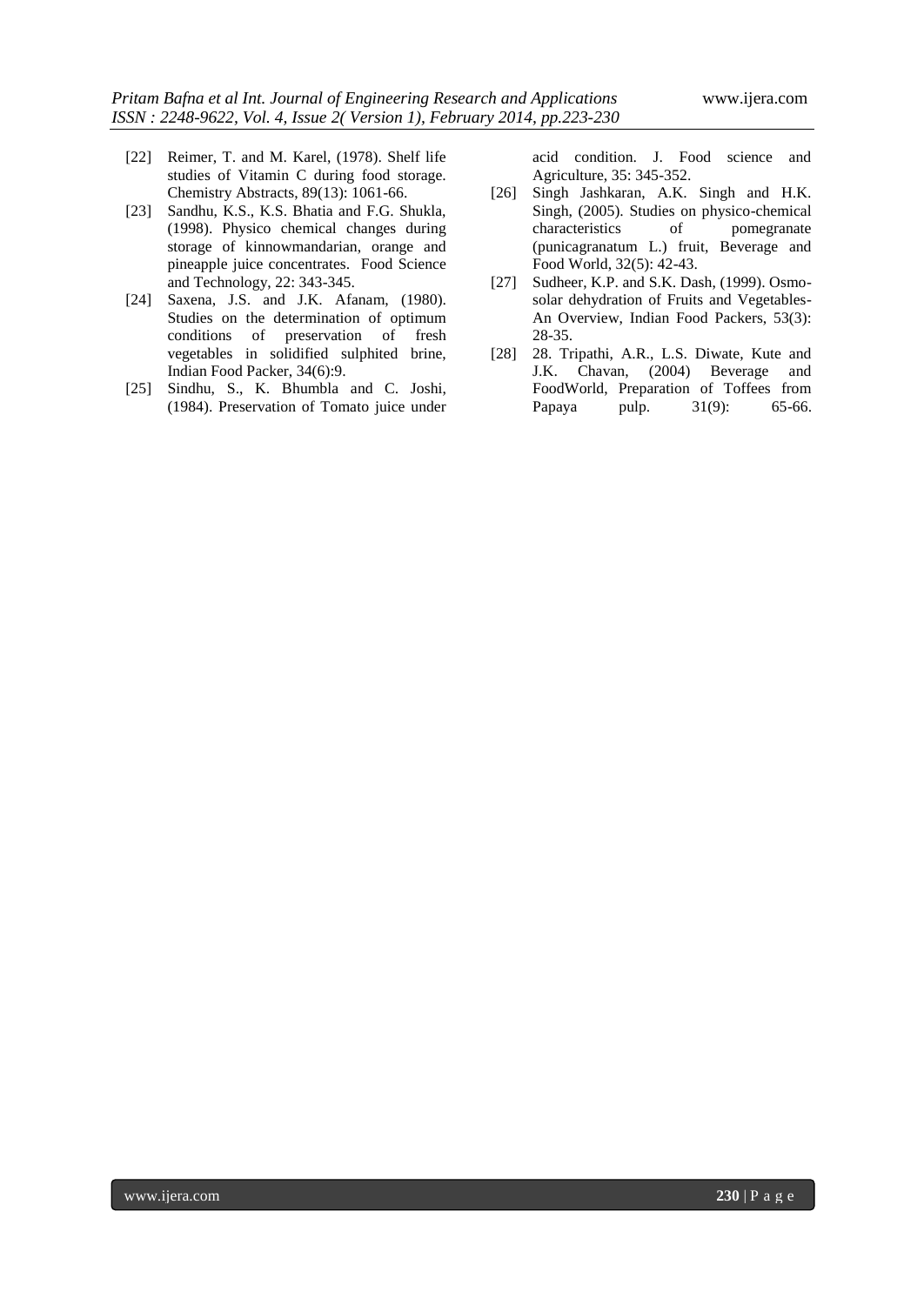[22] Reimer, T. and M. Karel, (1978). Shelf life studies of Vitamin C during food storage. Chemistry Abstracts, 89(13): 1061-66.

[23] Sandhu, K.S., K.S. Bhatia and F.G. Shukla, (1998). Physico chemical changes during storage of kinnowmandarian, orange and pineapple juice concentrates. Food Science and Technology, 22: 343-345.

[24] Saxena, J.S. and J.K. Afanam, (1980). Studies on the determination of optimum conditions of preservation of fresh vegetables in solidified sulphited brine, Indian Food Packer, 34(6):9.

[25] Sindhu, S., K. Bhumbla and C. Joshi, (1984). Preservation of Tomato juice under acid condition. J. Food science and Agriculture, 35: 345-352.

[26] Singh Jashkaran, A.K. Singh and H.K. Singh, (2005). Studies on physico-chemical characteristics of pomegranate (punicagranatum L.) fruit, Beverage and Food World, 32(5): 42-43.

[27] Sudheer, K.P. and S.K. Dash, (1999). Osmo-solar dehydration of Fruits and Vegetables- An Overview, Indian Food Packers, 53(3): 28-35.

[28] 28. Tripathi, A.R., L.S. Diwate, Kute and J.K. Chavan, (2004) Beverage and FoodWorld, Preparation of Toffees from Papaya pulp. 31(9): 65-66.